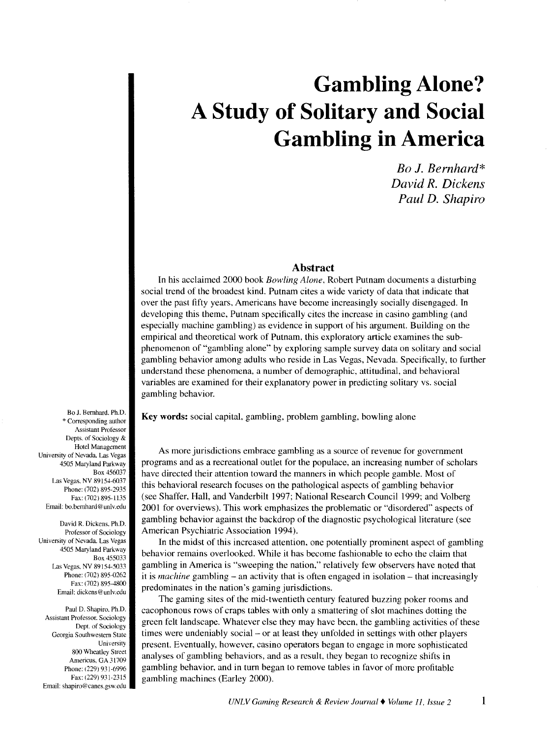# Gambling Alone? A Study of Solitary and Social Gambling in America

*Bo J. Bernhard**
*David R. Dickens*
*Paul D. Shapiro*

## Abstract

In his acclaimed 2000 book *Bowling Alone*, Robert Putnam documents a disturbing social trend of the broadest kind. Putnam cites a wide variety of data that indicate that over the past fifty years, Americans have become increasingly socially disengaged. In developing this theme, Putnam specifically cites the increase in casino gambling (and especially machine gambling) as evidence in support of his argument. Building on the empirical and theoretical work of Putnam, this exploratory article examines the sub-phenomenon of "gambling alone" by exploring sample survey data on solitary and social gambling behavior among adults who reside in Las Vegas, Nevada. Specifically, to further understand these phenomena, a number of demographic, attitudinal, and behavioral variables are examined for their explanatory power in predicting solitary vs. social gambling behavior.

**Key words:** social capital, gambling, problem gambling, bowling alone

Bo J. Bernhard, Ph.D.
* Corresponding author
Assistant Professor
Depts. of Sociology & Hotel Management
University of Nevada, Las Vegas
4505 Maryland Parkway
Box 456037
Las Vegas, NV 89154-6037
Phone: (702) 895-2935
Fax: (702) 895-1135
Email: bo.bernhard@unlv.edu

David R. Dickens, Ph.D.
Professor of Sociology
University of Nevada, Las Vegas
4505 Maryland Parkway
Box 455033
Las Vegas, NV 89154-5033
Phone: (702) 895-0262
Fax: (702) 895-4800
Email: dickens@unlv.edu

Paul D. Shapiro, Ph.D.
Assistant Professor, Sociology
Dept. of Sociology
Georgia Southwestern State University
800 Wheatley Street
Americus, GA 31709
Phone: (229) 931-6996
Fax: (229) 931-2315
Email: shapiro@canes.gsw.edu

As more jurisdictions embrace gambling as a source of revenue for government programs and as a recreational outlet for the populace, an increasing number of scholars have directed their attention toward the manners in which people gamble. Most of this behavioral research focuses on the pathological aspects of gambling behavior (see Shaffer, Hall, and Vanderbilt 1997; National Research Council 1999; and Volberg 2001 for overviews). This work emphasizes the problematic or "disordered" aspects of gambling behavior against the backdrop of the diagnostic psychological literature (see American Psychiatric Association 1994).

In the midst of this increased attention, one potentially prominent aspect of gambling behavior remains overlooked. While it has become fashionable to echo the claim that gambling in America is "sweeping the nation," relatively few observers have noted that it is *machine* gambling – an activity that is often engaged in isolation – that increasingly predominates in the nation's gaming jurisdictions.

The gaming sites of the mid-twentieth century featured buzzing poker rooms and cacophonous rows of craps tables with only a smattering of slot machines dotting the green felt landscape. Whatever else they may have been, the gambling activities of these times were undeniably social – or at least they unfolded in settings with other players present. Eventually, however, casino operators began to engage in more sophisticated analyses of gambling behaviors, and as a result, they began to recognize shifts in gambling behavior, and in turn began to remove tables in favor of more profitable gambling machines (Earley 2000).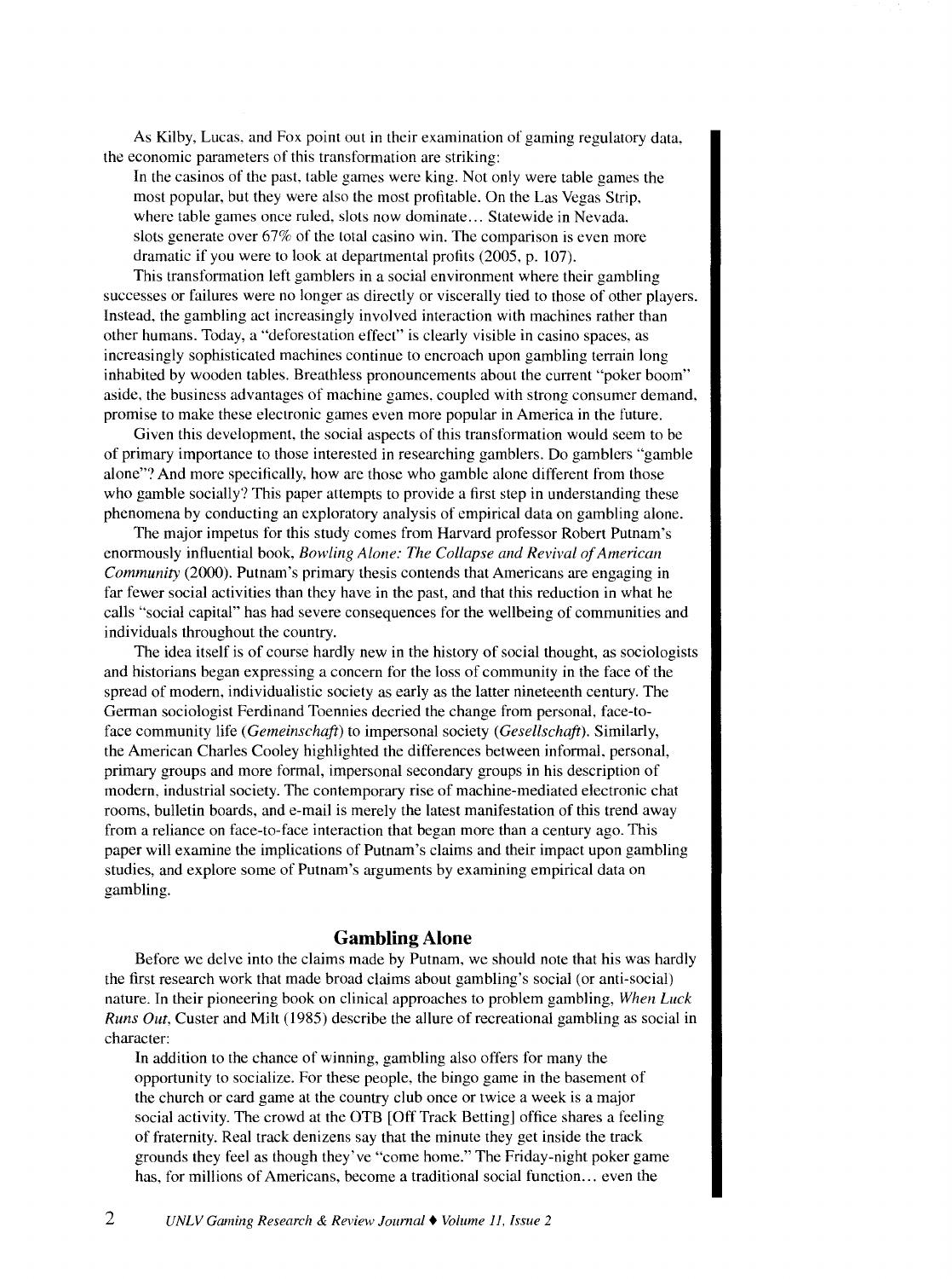As Kilby, Lucas, and Fox point out in their examination of gaming regulatory data, the economic parameters of this transformation are striking:

> In the casinos of the past, table games were king. Not only were table games the most popular, but they were also the most profitable. On the Las Vegas Strip, where table games once ruled, slots now dominate... Statewide in Nevada, slots generate over 67% of the total casino win. The comparison is even more dramatic if you were to look at departmental profits (2005, p. 107).

This transformation left gamblers in a social environment where their gambling successes or failures were no longer as directly or viscerally tied to those of other players. Instead, the gambling act increasingly involved interaction with machines rather than other humans. Today, a "deforestation effect" is clearly visible in casino spaces, as increasingly sophisticated machines continue to encroach upon gambling terrain long inhabited by wooden tables. Breathless pronouncements about the current "poker boom" aside, the business advantages of machine games, coupled with strong consumer demand, promise to make these electronic games even more popular in America in the future.

Given this development, the social aspects of this transformation would seem to be of primary importance to those interested in researching gamblers. Do gamblers "gamble alone"? And more specifically, how are those who gamble alone different from those who gamble socially? This paper attempts to provide a first step in understanding these phenomena by conducting an exploratory analysis of empirical data on gambling alone.

The major impetus for this study comes from Harvard professor Robert Putnam's enormously influential book, *Bowling Alone: The Collapse and Revival of American Community* (2000). Putnam's primary thesis contends that Americans are engaging in far fewer social activities than they have in the past, and that this reduction in what he calls "social capital" has had severe consequences for the wellbeing of communities and individuals throughout the country.

The idea itself is of course hardly new in the history of social thought, as sociologists and historians began expressing a concern for the loss of community in the face of the spread of modern, individualistic society as early as the latter nineteenth century. The German sociologist Ferdinand Toennies decried the change from personal, face-to-face community life (*Gemeinschaft*) to impersonal society (*Gesellschaft*). Similarly, the American Charles Cooley highlighted the differences between informal, personal, primary groups and more formal, impersonal secondary groups in his description of modern, industrial society. The contemporary rise of machine-mediated electronic chat rooms, bulletin boards, and e-mail is merely the latest manifestation of this trend away from a reliance on face-to-face interaction that began more than a century ago. This paper will examine the implications of Putnam's claims and their impact upon gambling studies, and explore some of Putnam's arguments by examining empirical data on gambling.

## Gambling Alone

Before we delve into the claims made by Putnam, we should note that his was hardly the first research work that made broad claims about gambling's social (or anti-social) nature. In their pioneering book on clinical approaches to problem gambling, *When Luck Runs Out*, Custer and Milt (1985) describe the allure of recreational gambling as social in character:

> In addition to the chance of winning, gambling also offers for many the opportunity to socialize. For these people, the bingo game in the basement of the church or card game at the country club once or twice a week is a major social activity. The crowd at the OTB [Off Track Betting] office shares a feeling of fraternity. Real track denizens say that the minute they get inside the track grounds they feel as though they've "come home." The Friday-night poker game has, for millions of Americans, become a traditional social function... even the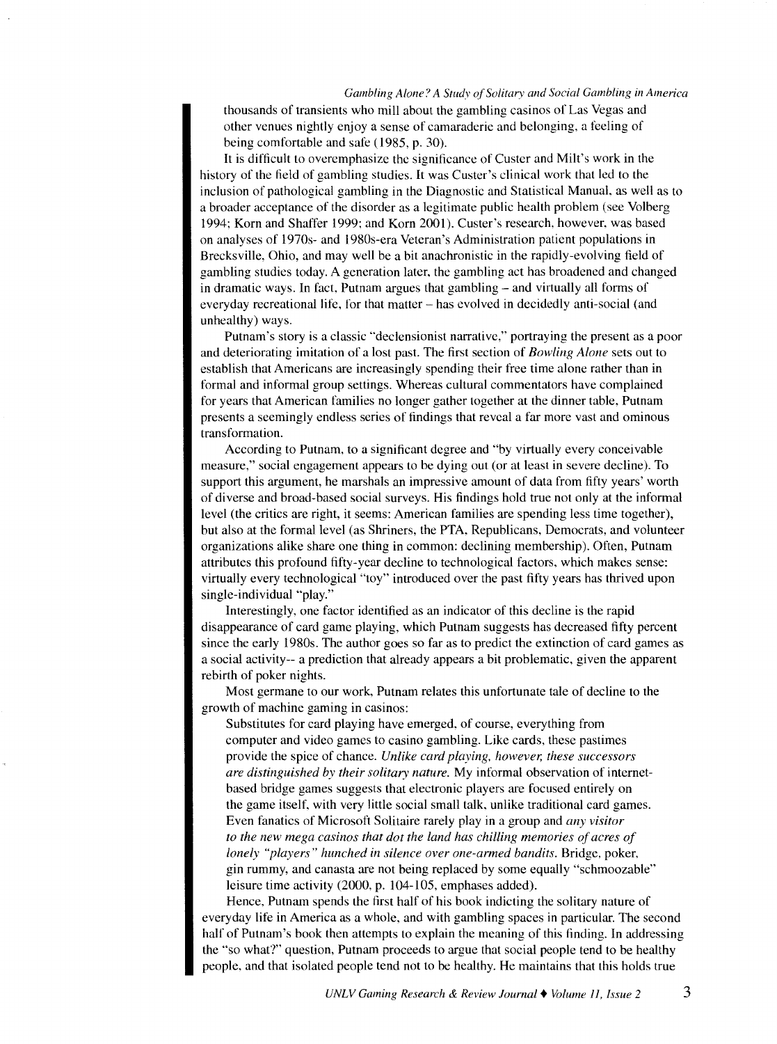thousands of transients who mill about the gambling casinos of Las Vegas and other venues nightly enjoy a sense of camaraderie and belonging, a feeling of being comfortable and safe (1985, p. 30).

It is difficult to overemphasize the significance of Custer and Milt's work in the history of the field of gambling studies. It was Custer's clinical work that led to the inclusion of pathological gambling in the Diagnostic and Statistical Manual, as well as to a broader acceptance of the disorder as a legitimate public health problem (see Volberg 1994; Korn and Shaffer 1999; and Korn 2001). Custer's research, however, was based on analyses of 1970s- and 1980s-era Veteran's Administration patient populations in Brecksville, Ohio, and may well be a bit anachronistic in the rapidly-evolving field of gambling studies today. A generation later, the gambling act has broadened and changed in dramatic ways. In fact, Putnam argues that gambling – and virtually all forms of everyday recreational life, for that matter – has evolved in decidedly anti-social (and unhealthy) ways.

Putnam's story is a classic "declensionist narrative," portraying the present as a poor and deteriorating imitation of a lost past. The first section of *Bowling Alone* sets out to establish that Americans are increasingly spending their free time alone rather than in formal and informal group settings. Whereas cultural commentators have complained for years that American families no longer gather together at the dinner table, Putnam presents a seemingly endless series of findings that reveal a far more vast and ominous transformation.

According to Putnam, to a significant degree and "by virtually every conceivable measure," social engagement appears to be dying out (or at least in severe decline). To support this argument, he marshals an impressive amount of data from fifty years' worth of diverse and broad-based social surveys. His findings hold true not only at the informal level (the critics are right, it seems: American families are spending less time together), but also at the formal level (as Shriners, the PTA, Republicans, Democrats, and volunteer organizations alike share one thing in common: declining membership). Often, Putnam attributes this profound fifty-year decline to technological factors, which makes sense: virtually every technological "toy" introduced over the past fifty years has thrived upon single-individual "play."

Interestingly, one factor identified as an indicator of this decline is the rapid disappearance of card game playing, which Putnam suggests has decreased fifty percent since the early 1980s. The author goes so far as to predict the extinction of card games as a social activity-- a prediction that already appears a bit problematic, given the apparent rebirth of poker nights.

Most germane to our work, Putnam relates this unfortunate tale of decline to the growth of machine gaming in casinos:

> Substitutes for card playing have emerged, of course, everything from computer and video games to casino gambling. Like cards, these pastimes provide the spice of chance. *Unlike card playing, however, these successors are distinguished by their solitary nature.* My informal observation of internet-based bridge games suggests that electronic players are focused entirely on the game itself, with very little social small talk, unlike traditional card games. Even fanatics of Microsoft Solitaire rarely play in a group and *any visitor to the new mega casinos that dot the land has chilling memories of acres of lonely "players" hunched in silence over one-armed bandits.* Bridge, poker, gin rummy, and canasta are not being replaced by some equally "schmoozable" leisure time activity (2000, p. 104-105, emphases added).

Hence, Putnam spends the first half of his book indicting the solitary nature of everyday life in America as a whole, and with gambling spaces in particular. The second half of Putnam's book then attempts to explain the meaning of this finding. In addressing the "so what?" question, Putnam proceeds to argue that social people tend to be healthy people, and that isolated people tend not to be healthy. He maintains that this holds true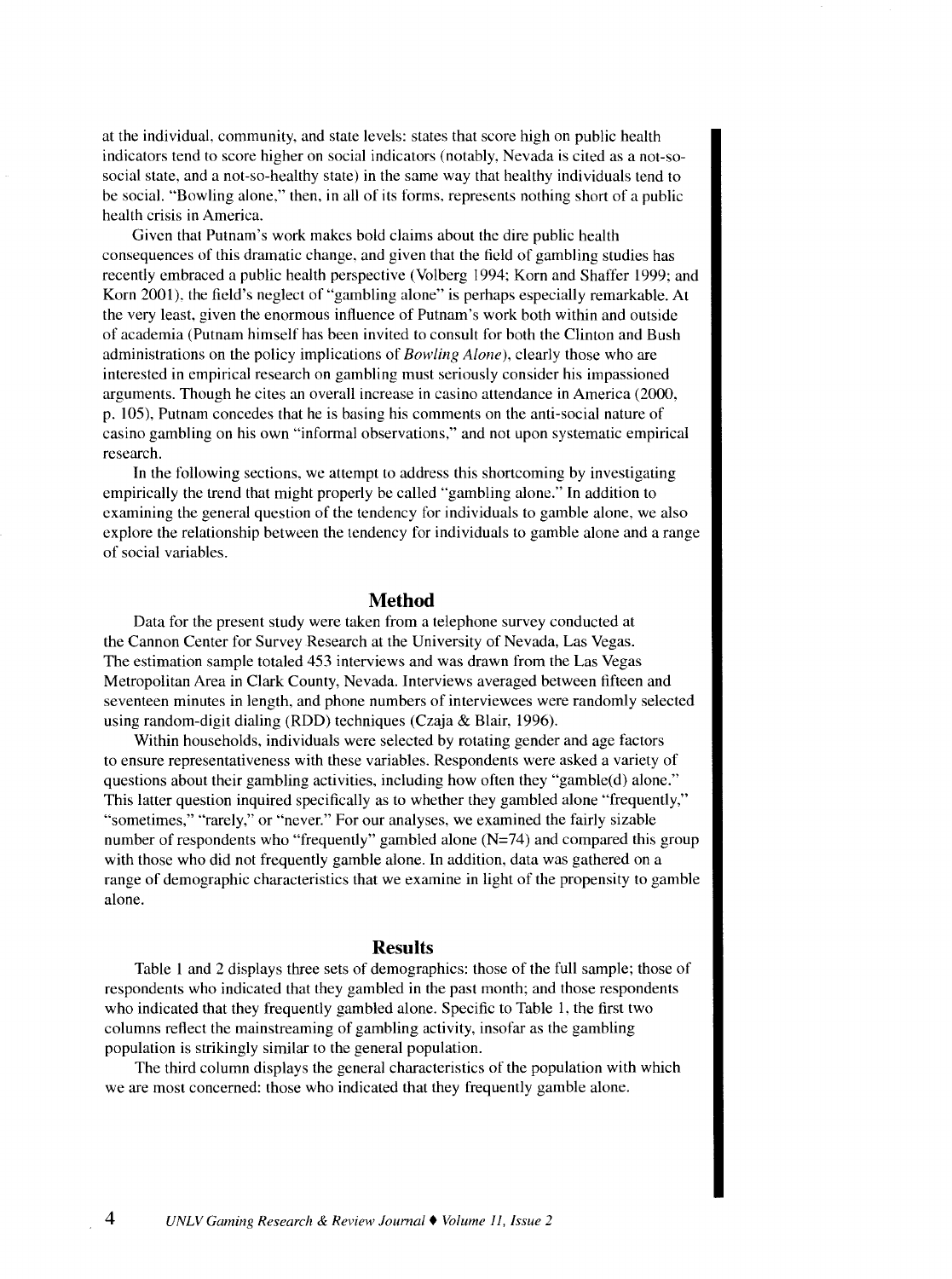at the individual, community, and state levels: states that score high on public health indicators tend to score higher on social indicators (notably, Nevada is cited as a not-so-social state, and a not-so-healthy state) in the same way that healthy individuals tend to be social. "Bowling alone," then, in all of its forms, represents nothing short of a public health crisis in America.

Given that Putnam's work makes bold claims about the dire public health consequences of this dramatic change, and given that the field of gambling studies has recently embraced a public health perspective (Volberg 1994; Korn and Shaffer 1999; and Korn 2001), the field's neglect of "gambling alone" is perhaps especially remarkable. At the very least, given the enormous influence of Putnam's work both within and outside of academia (Putnam himself has been invited to consult for both the Clinton and Bush administrations on the policy implications of *Bowling Alone*), clearly those who are interested in empirical research on gambling must seriously consider his impassioned arguments. Though he cites an overall increase in casino attendance in America (2000, p. 105), Putnam concedes that he is basing his comments on the anti-social nature of casino gambling on his own "informal observations," and not upon systematic empirical research.

In the following sections, we attempt to address this shortcoming by investigating empirically the trend that might properly be called "gambling alone." In addition to examining the general question of the tendency for individuals to gamble alone, we also explore the relationship between the tendency for individuals to gamble alone and a range of social variables.

## Method

Data for the present study were taken from a telephone survey conducted at the Cannon Center for Survey Research at the University of Nevada, Las Vegas. The estimation sample totaled 453 interviews and was drawn from the Las Vegas Metropolitan Area in Clark County, Nevada. Interviews averaged between fifteen and seventeen minutes in length, and phone numbers of interviewees were randomly selected using random-digit dialing (RDD) techniques (Czaja & Blair, 1996).

Within households, individuals were selected by rotating gender and age factors to ensure representativeness with these variables. Respondents were asked a variety of questions about their gambling activities, including how often they "gamble(d) alone." This latter question inquired specifically as to whether they gambled alone "frequently," "sometimes," "rarely," or "never." For our analyses, we examined the fairly sizable number of respondents who "frequently" gambled alone (N=74) and compared this group with those who did not frequently gamble alone. In addition, data was gathered on a range of demographic characteristics that we examine in light of the propensity to gamble alone.

## Results

Table 1 and 2 displays three sets of demographics: those of the full sample; those of respondents who indicated that they gambled in the past month; and those respondents who indicated that they frequently gambled alone. Specific to Table 1, the first two columns reflect the mainstreaming of gambling activity, insofar as the gambling population is strikingly similar to the general population.

The third column displays the general characteristics of the population with which we are most concerned: those who indicated that they frequently gamble alone.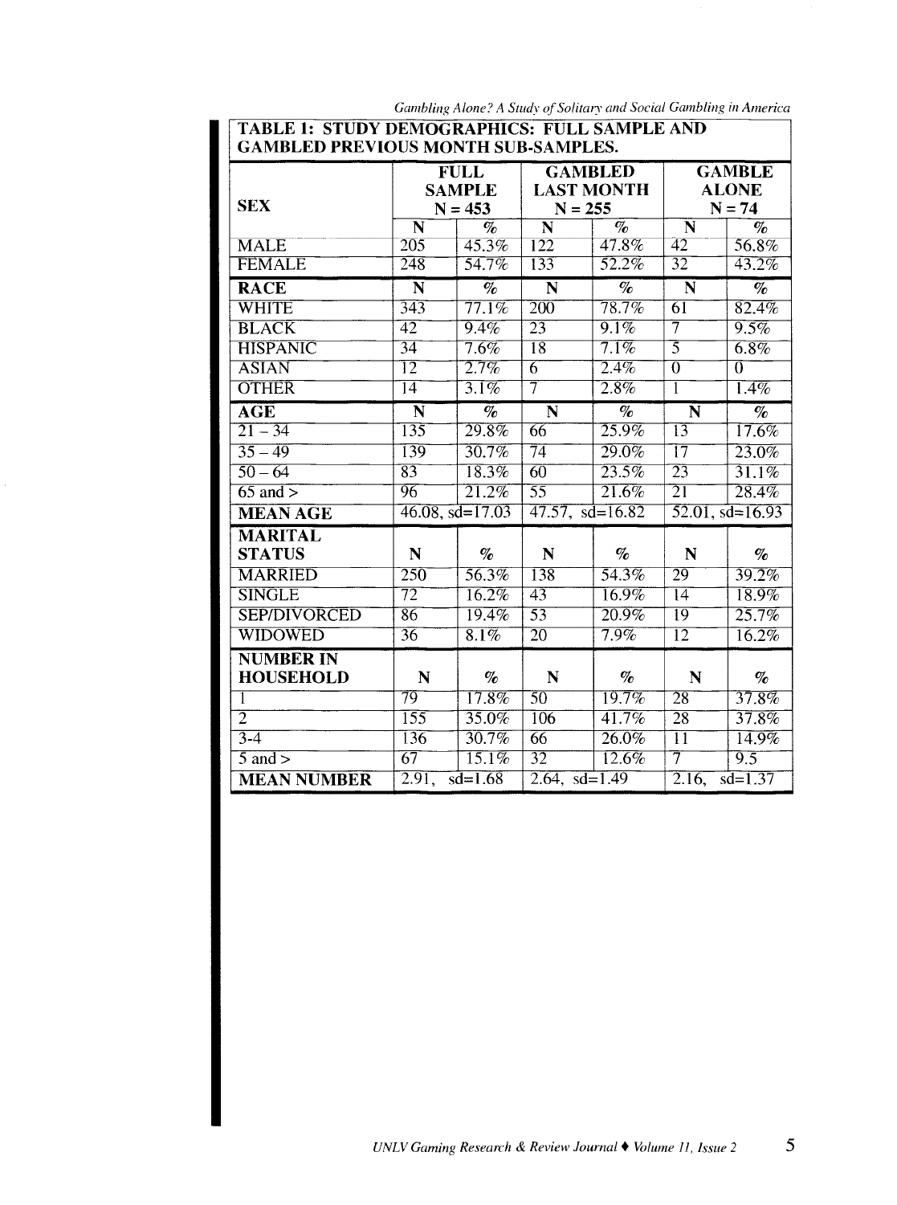**TABLE 1: STUDY DEMOGRAPHICS: FULL SAMPLE AND GAMBLED PREVIOUS MONTH SUB-SAMPLES.**

| SEX | FULL SAMPLE N = 453 | | GAMBLED LAST MONTH N = 255 | | GAMBLE ALONE N = 74 | |
|---|---|---|---|---|---|---|
| | N | % | N | % | N | % |
| MALE | 205 | 45.3% | 122 | 47.8% | 42 | 56.8% |
| FEMALE | 248 | 54.7% | 133 | 52.2% | 32 | 43.2% |
| **RACE** | **N** | **%** | **N** | **%** | **N** | **%** |
| WHITE | 343 | 77.1% | 200 | 78.7% | 61 | 82.4% |
| BLACK | 42 | 9.4% | 23 | 9.1% | 7 | 9.5% |
| HISPANIC | 34 | 7.6% | 18 | 7.1% | 5 | 6.8% |
| ASIAN | 12 | 2.7% | 6 | 2.4% | 0 | 0 |
| OTHER | 14 | 3.1% | 7 | 2.8% | 1 | 1.4% |
| **AGE** | **N** | **%** | **N** | **%** | **N** | **%** |
| 21 – 34 | 135 | 29.8% | 66 | 25.9% | 13 | 17.6% |
| 35 – 49 | 139 | 30.7% | 74 | 29.0% | 17 | 23.0% |
| 50 – 64 | 83 | 18.3% | 60 | 23.5% | 23 | 31.1% |
| 65 and > | 96 | 21.2% | 55 | 21.6% | 21 | 28.4% |
| **MEAN AGE** | 46.08, sd=17.03 | | 47.57, sd=16.82 | | 52.01, sd=16.93 | |
| **MARITAL STATUS** | **N** | **%** | **N** | **%** | **N** | **%** |
| MARRIED | 250 | 56.3% | 138 | 54.3% | 29 | 39.2% |
| SINGLE | 72 | 16.2% | 43 | 16.9% | 14 | 18.9% |
| SEP/DIVORCED | 86 | 19.4% | 53 | 20.9% | 19 | 25.7% |
| WIDOWED | 36 | 8.1% | 20 | 7.9% | 12 | 16.2% |
| **NUMBER IN HOUSEHOLD** | **N** | **%** | **N** | **%** | **N** | **%** |
| 1 | 79 | 17.8% | 50 | 19.7% | 28 | 37.8% |
| 2 | 155 | 35.0% | 106 | 41.7% | 28 | 37.8% |
| 3-4 | 136 | 30.7% | 66 | 26.0% | 11 | 14.9% |
| 5 and > | 67 | 15.1% | 32 | 12.6% | 7 | 9.5 |
| **MEAN NUMBER** | 2.91, sd=1.68 | | 2.64, sd=1.49 | | 2.16, sd=1.37 | |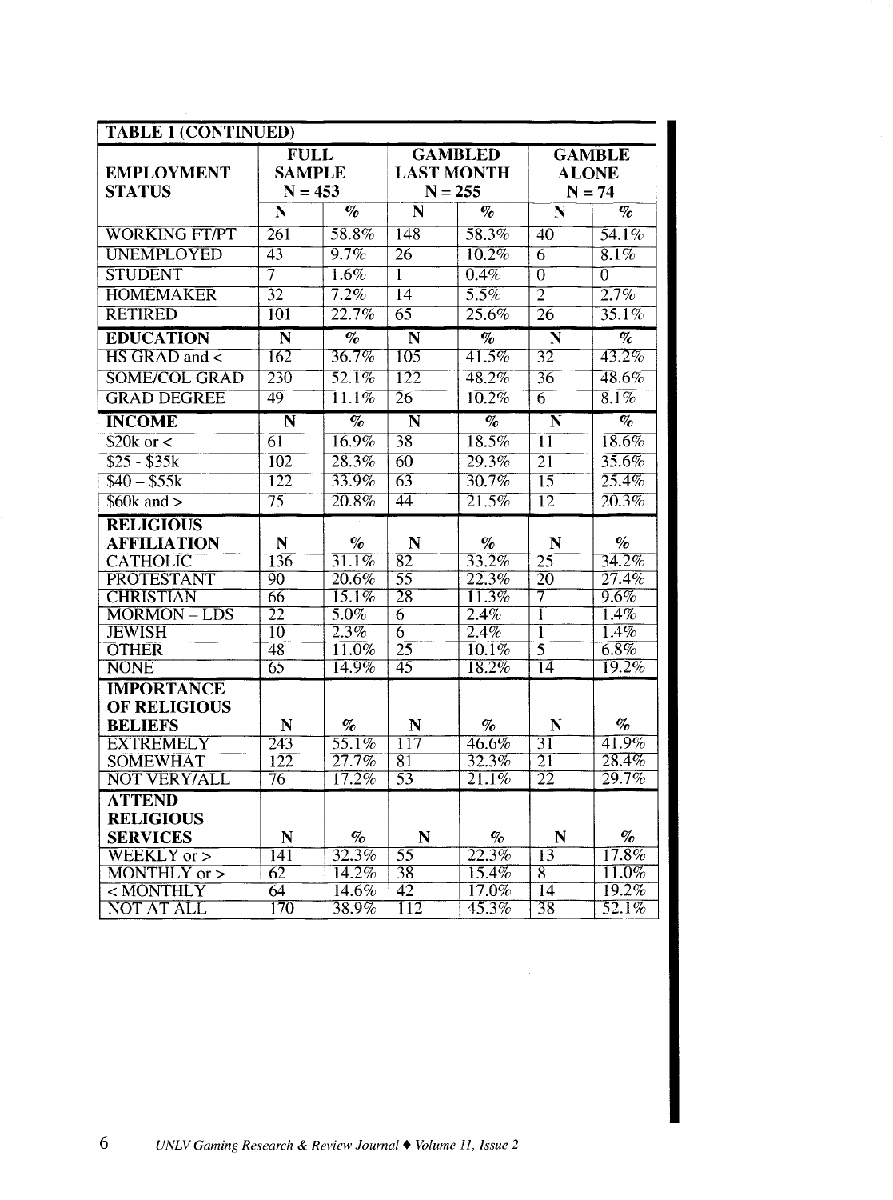| TABLE 1 (CONTINUED) | | | | | | |
|---|---|---|---|---|---|---|
| EMPLOYMENT STATUS | FULL SAMPLE N = 453 | | GAMBLED LAST MONTH N = 255 | | GAMBLE ALONE N = 74 | |
| | N | % | N | % | N | % |
| WORKING FT/PT | 261 | 58.8% | 148 | 58.3% | 40 | 54.1% |
| UNEMPLOYED | 43 | 9.7% | 26 | 10.2% | 6 | 8.1% |
| STUDENT | 7 | 1.6% | 1 | 0.4% | 0 | 0 |
| HOMEMAKER | 32 | 7.2% | 14 | 5.5% | 2 | 2.7% |
| RETIRED | 101 | 22.7% | 65 | 25.6% | 26 | 35.1% |
| **EDUCATION** | **N** | **%** | **N** | **%** | **N** | **%** |
| HS GRAD and < | 162 | 36.7% | 105 | 41.5% | 32 | 43.2% |
| SOME/COL GRAD | 230 | 52.1% | 122 | 48.2% | 36 | 48.6% |
| GRAD DEGREE | 49 | 11.1% | 26 | 10.2% | 6 | 8.1% |
| **INCOME** | **N** | **%** | **N** | **%** | **N** | **%** |
| $20k or < | 61 | 16.9% | 38 | 18.5% | 11 | 18.6% |
| $25 - $35k | 102 | 28.3% | 60 | 29.3% | 21 | 35.6% |
| $40 – $55k | 122 | 33.9% | 63 | 30.7% | 15 | 25.4% |
| $60k and > | 75 | 20.8% | 44 | 21.5% | 12 | 20.3% |
| **RELIGIOUS AFFILIATION** | **N** | **%** | **N** | **%** | **N** | **%** |
| CATHOLIC | 136 | 31.1% | 82 | 33.2% | 25 | 34.2% |
| PROTESTANT | 90 | 20.6% | 55 | 22.3% | 20 | 27.4% |
| CHRISTIAN | 66 | 15.1% | 28 | 11.3% | 7 | 9.6% |
| MORMON – LDS | 22 | 5.0% | 6 | 2.4% | 1 | 1.4% |
| JEWISH | 10 | 2.3% | 6 | 2.4% | 1 | 1.4% |
| OTHER | 48 | 11.0% | 25 | 10.1% | 5 | 6.8% |
| NONE | 65 | 14.9% | 45 | 18.2% | 14 | 19.2% |
| **IMPORTANCE OF RELIGIOUS BELIEFS** | **N** | **%** | **N** | **%** | **N** | **%** |
| EXTREMELY | 243 | 55.1% | 117 | 46.6% | 31 | 41.9% |
| SOMEWHAT | 122 | 27.7% | 81 | 32.3% | 21 | 28.4% |
| NOT VERY/ALL | 76 | 17.2% | 53 | 21.1% | 22 | 29.7% |
| **ATTEND RELIGIOUS SERVICES** | **N** | **%** | **N** | **%** | **N** | **%** |
| WEEKLY or > | 141 | 32.3% | 55 | 22.3% | 13 | 17.8% |
| MONTHLY or > | 62 | 14.2% | 38 | 15.4% | 8 | 11.0% |
| < MONTHLY | 64 | 14.6% | 42 | 17.0% | 14 | 19.2% |
| NOT AT ALL | 170 | 38.9% | 112 | 45.3% | 38 | 52.1% |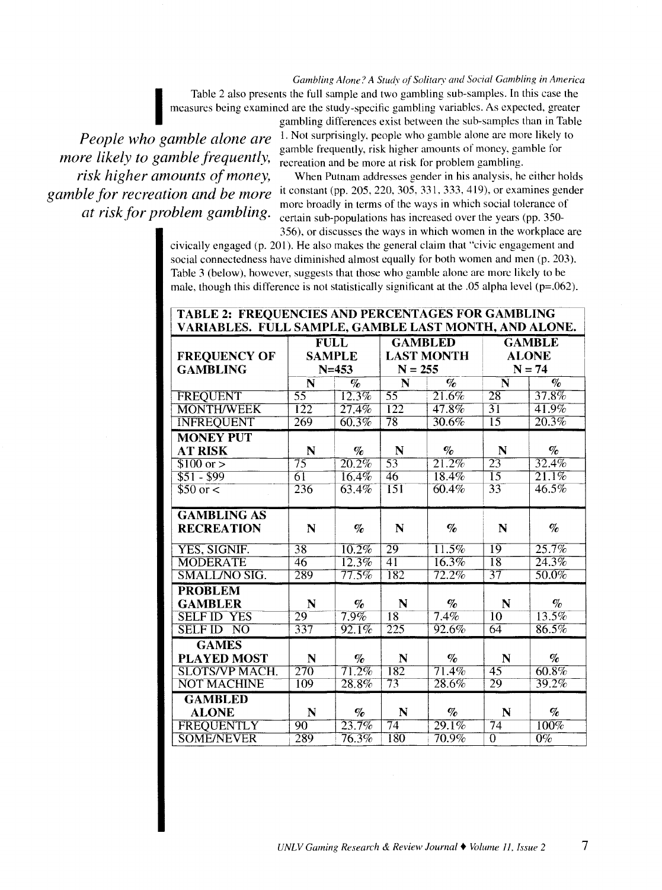Table 2 also presents the full sample and two gambling sub-samples. In this case the measures being examined are the study-specific gambling variables. As expected, greater gambling differences exist between the sub-samples than in Table 1. Not surprisingly, people who gamble alone are more likely to gamble frequently, risk higher amounts of money, gamble for recreation and be more at risk for problem gambling.

*People who gamble alone are more likely to gamble frequently, risk higher amounts of money, gamble for recreation and be more at risk for problem gambling.*

When Putnam addresses gender in his analysis, he either holds it constant (pp. 205, 220, 305, 331, 333, 419), or examines gender more broadly in terms of the ways in which social tolerance of certain sub-populations has increased over the years (pp. 350-356), or discusses the ways in which women in the workplace are civically engaged (p. 201). He also makes the general claim that "civic engagement and social connectedness have diminished almost equally for both women and men (p. 203). Table 3 (below), however, suggests that those who gamble alone are more likely to be male, though this difference is not statistically significant at the .05 alpha level (p=.062).

**TABLE 2: FREQUENCIES AND PERCENTAGES FOR GAMBLING VARIABLES. FULL SAMPLE, GAMBLE LAST MONTH, AND ALONE.**

| FREQUENCY OF GAMBLING | FULL SAMPLE N=453 | | GAMBLED LAST MONTH N = 255 | | GAMBLE ALONE N = 74 | |
|---|---|---|---|---|---|---|
| | N | % | N | % | N | % |
| FREQUENT | 55 | 12.3% | 55 | 21.6% | 28 | 37.8% |
| MONTH/WEEK | 122 | 27.4% | 122 | 47.8% | 31 | 41.9% |
| INFREQUENT | 269 | 60.3% | 78 | 30.6% | 15 | 20.3% |
| **MONEY PUT AT RISK** | N | % | N | % | N | % |
| $100 or > | 75 | 20.2% | 53 | 21.2% | 23 | 32.4% |
| $51 - $99 | 61 | 16.4% | 46 | 18.4% | 15 | 21.1% |
| $50 or < | 236 | 63.4% | 151 | 60.4% | 33 | 46.5% |
| **GAMBLING AS RECREATION** | N | % | N | % | N | % |
| YES, SIGNIF. | 38 | 10.2% | 29 | 11.5% | 19 | 25.7% |
| MODERATE | 46 | 12.3% | 41 | 16.3% | 18 | 24.3% |
| SMALL/NO SIG. | 289 | 77.5% | 182 | 72.2% | 37 | 50.0% |
| **PROBLEM GAMBLER** | N | % | N | % | N | % |
| SELF ID YES | 29 | 7.9% | 18 | 7.4% | 10 | 13.5% |
| SELF ID NO | 337 | 92.1% | 225 | 92.6% | 64 | 86.5% |
| **GAMES PLAYED MOST** | N | % | N | % | N | % |
| SLOTS/VP MACH. | 270 | 71.2% | 182 | 71.4% | 45 | 60.8% |
| NOT MACHINE | 109 | 28.8% | 73 | 28.6% | 29 | 39.2% |
| **GAMBLED ALONE** | N | % | N | % | N | % |
| FREQUENTLY | 90 | 23.7% | 74 | 29.1% | 74 | 100% |
| SOME/NEVER | 289 | 76.3% | 180 | 70.9% | 0 | 0% |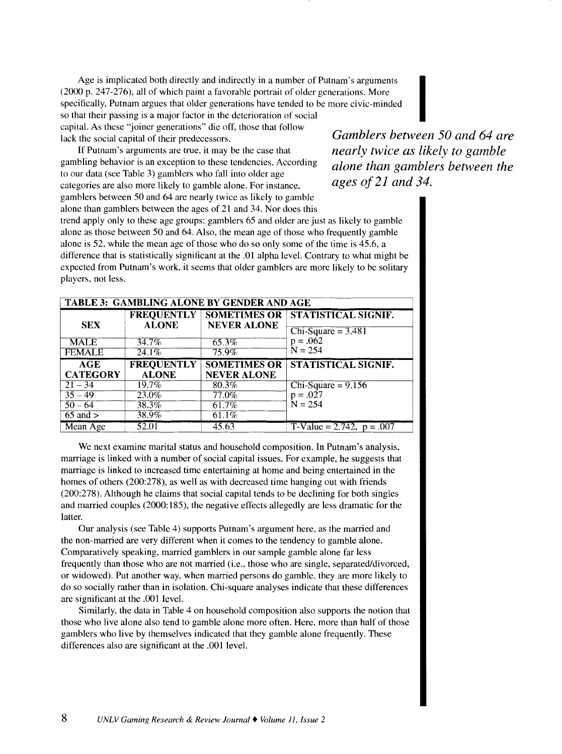Age is implicated both directly and indirectly in a number of Putnam's arguments (2000 p. 247-276), all of which paint a favorable portrait of older generations. More specifically, Putnam argues that older generations have tended to be more civic-minded so that their passing is a major factor in the deterioration of social capital. As these "joiner generations" die off, those that follow lack the social capital of their predecessors.

*Gamblers between 50 and 64 are nearly twice as likely to gamble alone than gamblers between the ages of 21 and 34.*

If Putnam's arguments are true, it may be the case that gambling behavior is an exception to these tendencies. According to our data (see Table 3) gamblers who fall into older age categories are also more likely to gamble alone. For instance, gamblers between 50 and 64 are nearly twice as likely to gamble alone than gamblers between the ages of 21 and 34. Nor does this trend apply only to these age groups: gamblers 65 and older are just as likely to gamble alone as those between 50 and 64. Also, the mean age of those who frequently gamble alone is 52, while the mean age of those who do so only some of the time is 45.6, a difference that is statistically significant at the .01 alpha level. Contrary to what might be expected from Putnam's work, it seems that older gamblers are more likely to be solitary players, not less.

| TABLE 3: GAMBLING ALONE BY GENDER AND AGE | | | |
|---|---|---|---|
| **SEX** | **FREQUENTLY ALONE** | **SOMETIMES OR NEVER ALONE** | **STATISTICAL SIGNIF.** |
| MALE | 34.7% | 65.3% | Chi-Square = 3.481<br>p = .062<br>N = 254 |
| FEMALE | 24.1% | 75.9% | |
| **AGE CATEGORY** | **FREQUENTLY ALONE** | **SOMETIMES OR NEVER ALONE** | **STATISTICAL SIGNIF.** |
| 21 – 34 | 19.7% | 80.3% | Chi-Square = 9.156<br>p = .027<br>N = 254 |
| 35 – 49 | 23.0% | 77.0% | |
| 50 – 64 | 38.3% | 61.7% | |
| 65 and > | 38.9% | 61.1% | |
| Mean Age | 52.01 | 45.63 | T-Value = 2.742, p = .007 |

We next examine marital status and household composition. In Putnam's analysis, marriage is linked with a number of social capital issues. For example, he suggests that marriage is linked to increased time entertaining at home and being entertained in the homes of others (200:278), as well as with decreased time hanging out with friends (200:278). Although he claims that social capital tends to be declining for both singles and married couples (2000:185), the negative effects allegedly are less dramatic for the latter.

Our analysis (see Table 4) supports Putnam's argument here, as the married and the non-married are very different when it comes to the tendency to gamble alone. Comparatively speaking, married gamblers in our sample gamble alone far less frequently than those who are not married (i.e., those who are single, separated/divorced, or widowed). Put another way, when married persons do gamble, they are more likely to do so socially rather than in isolation. Chi-square analyses indicate that these differences are significant at the .001 level.

Similarly, the data in Table 4 on household composition also supports the notion that those who live alone also tend to gamble alone more often. Here, more than half of those gamblers who live by themselves indicated that they gamble alone frequently. These differences also are significant at the .001 level.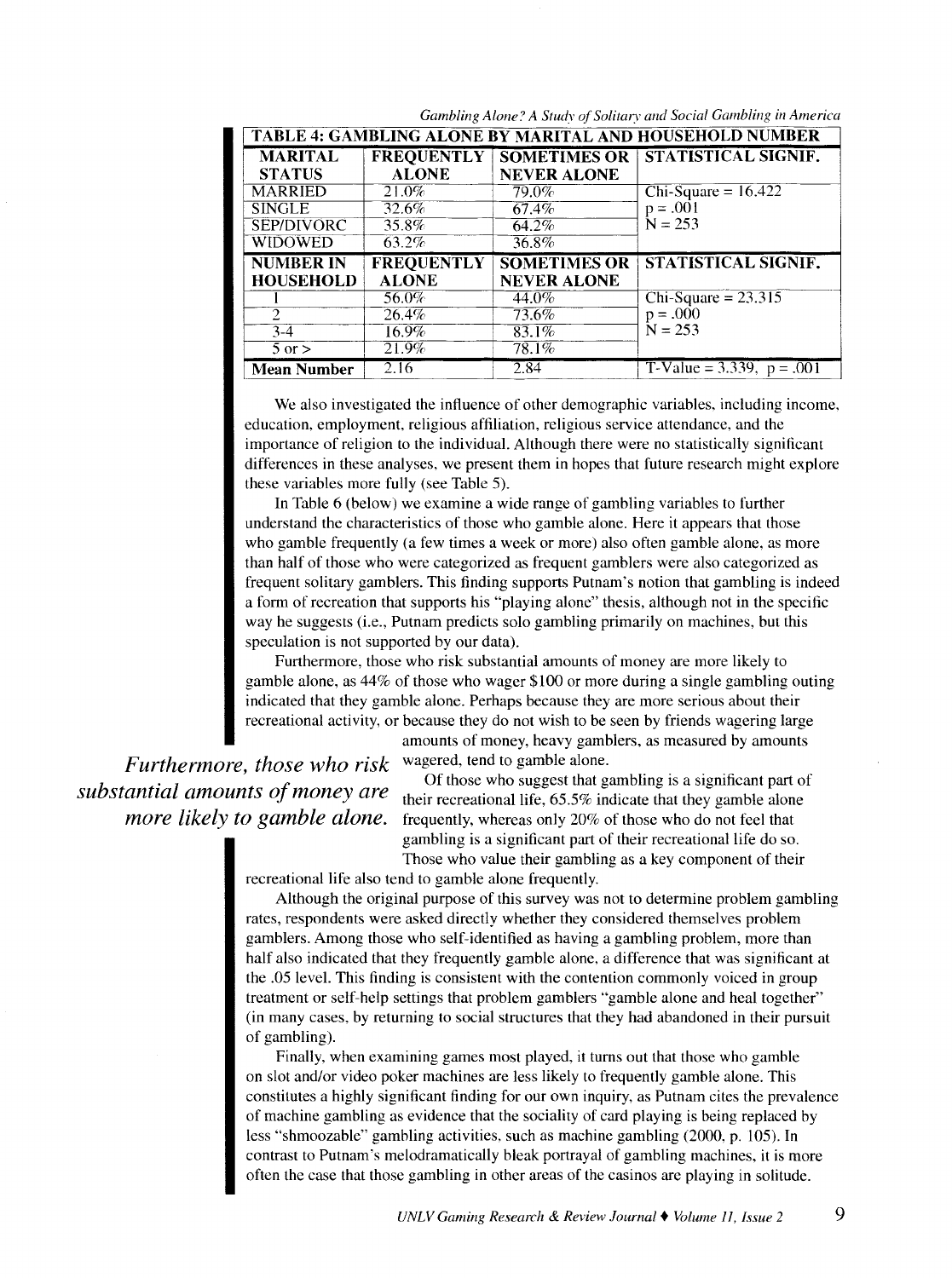| TABLE 4: GAMBLING ALONE BY MARITAL AND HOUSEHOLD NUMBER | | | |
|---|---|---|---|
| **MARITAL STATUS** | **FREQUENTLY ALONE** | **SOMETIMES OR NEVER ALONE** | **STATISTICAL SIGNIF.** |
| MARRIED | 21.0% | 79.0% | Chi-Square = 16.422 |
| SINGLE | 32.6% | 67.4% | p = .001 |
| SEP/DIVORC | 35.8% | 64.2% | N = 253 |
| WIDOWED | 63.2% | 36.8% | |
| **NUMBER IN HOUSEHOLD** | **FREQUENTLY ALONE** | **SOMETIMES OR NEVER ALONE** | **STATISTICAL SIGNIF.** |
| 1 | 56.0% | 44.0% | Chi-Square = 23.315 |
| 2 | 26.4% | 73.6% | p = .000 |
| 3-4 | 16.9% | 83.1% | N = 253 |
| 5 or > | 21.9% | 78.1% | |
| **Mean Number** | 2.16 | 2.84 | T-Value = 3.339, p = .001 |

We also investigated the influence of other demographic variables, including income, education, employment, religious affiliation, religious service attendance, and the importance of religion to the individual. Although there were no statistically significant differences in these analyses, we present them in hopes that future research might explore these variables more fully (see Table 5).

In Table 6 (below) we examine a wide range of gambling variables to further understand the characteristics of those who gamble alone. Here it appears that those who gamble frequently (a few times a week or more) also often gamble alone, as more than half of those who were categorized as frequent gamblers were also categorized as frequent solitary gamblers. This finding supports Putnam's notion that gambling is indeed a form of recreation that supports his "playing alone" thesis, although not in the specific way he suggests (i.e., Putnam predicts solo gambling primarily on machines, but this speculation is not supported by our data).

Furthermore, those who risk substantial amounts of money are more likely to gamble alone, as 44% of those who wager $100 or more during a single gambling outing indicated that they gamble alone. Perhaps because they are more serious about their recreational activity, or because they do not wish to be seen by friends wagering large amounts of money, heavy gamblers, as measured by amounts wagered, tend to gamble alone.

*Furthermore, those who risk substantial amounts of money are more likely to gamble alone.*

Of those who suggest that gambling is a significant part of their recreational life, 65.5% indicate that they gamble alone frequently, whereas only 20% of those who do not feel that gambling is a significant part of their recreational life do so. Those who value their gambling as a key component of their recreational life also tend to gamble alone frequently.

Although the original purpose of this survey was not to determine problem gambling rates, respondents were asked directly whether they considered themselves problem gamblers. Among those who self-identified as having a gambling problem, more than half also indicated that they frequently gamble alone, a difference that was significant at the .05 level. This finding is consistent with the contention commonly voiced in group treatment or self-help settings that problem gamblers "gamble alone and heal together" (in many cases, by returning to social structures that they had abandoned in their pursuit of gambling).

Finally, when examining games most played, it turns out that those who gamble on slot and/or video poker machines are less likely to frequently gamble alone. This constitutes a highly significant finding for our own inquiry, as Putnam cites the prevalence of machine gambling as evidence that the sociality of card playing is being replaced by less "shmoozable" gambling activities, such as machine gambling (2000, p. 105). In contrast to Putnam's melodramatically bleak portrayal of gambling machines, it is more often the case that those gambling in other areas of the casinos are playing in solitude.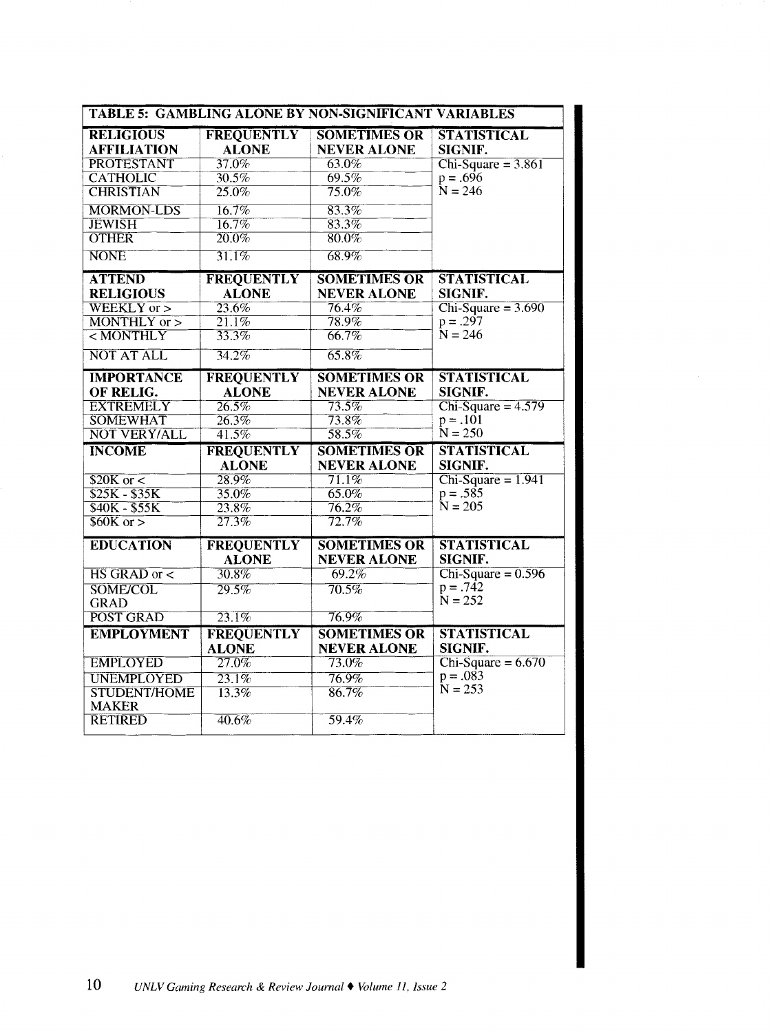**TABLE 5: GAMBLING ALONE BY NON-SIGNIFICANT VARIABLES**

| RELIGIOUS AFFILIATION | FREQUENTLY ALONE | SOMETIMES OR NEVER ALONE | STATISTICAL SIGNIF. |
|---|---|---|---|
| PROTESTANT | 37.0% | 63.0% | Chi-Square = 3.861 |
| CATHOLIC | 30.5% | 69.5% | p = .696 |
| CHRISTIAN | 25.0% | 75.0% | N = 246 |
| MORMON-LDS | 16.7% | 83.3% | |
| JEWISH | 16.7% | 83.3% | |
| OTHER | 20.0% | 80.0% | |
| NONE | 31.1% | 68.9% | |
| **ATTEND RELIGIOUS** | **FREQUENTLY ALONE** | **SOMETIMES OR NEVER ALONE** | **STATISTICAL SIGNIF.** |
| WEEKLY or > | 23.6% | 76.4% | Chi-Square = 3.690 |
| MONTHLY or > | 21.1% | 78.9% | p = .297 |
| < MONTHLY | 33.3% | 66.7% | N = 246 |
| NOT AT ALL | 34.2% | 65.8% | |
| **IMPORTANCE OF RELIG.** | **FREQUENTLY ALONE** | **SOMETIMES OR NEVER ALONE** | **STATISTICAL SIGNIF.** |
| EXTREMELY | 26.5% | 73.5% | Chi-Square = 4.579 |
| SOMEWHAT | 26.3% | 73.8% | p = .101 |
| NOT VERY/ALL | 41.5% | 58.5% | N = 250 |
| **INCOME** | **FREQUENTLY ALONE** | **SOMETIMES OR NEVER ALONE** | **STATISTICAL SIGNIF.** |
| $20K or < | 28.9% | 71.1% | Chi-Square = 1.941 |
| $25K - $35K | 35.0% | 65.0% | p = .585 |
| $40K - $55K | 23.8% | 76.2% | N = 205 |
| $60K or > | 27.3% | 72.7% | |
| **EDUCATION** | **FREQUENTLY ALONE** | **SOMETIMES OR NEVER ALONE** | **STATISTICAL SIGNIF.** |
| HS GRAD or < | 30.8% | 69.2% | Chi-Square = 0.596 |
| SOME/COL GRAD | 29.5% | 70.5% | p = .742 |
| POST GRAD | 23.1% | 76.9% | N = 252 |
| **EMPLOYMENT** | **FREQUENTLY ALONE** | **SOMETIMES OR NEVER ALONE** | **STATISTICAL SIGNIF.** |
| EMPLOYED | 27.0% | 73.0% | Chi-Square = 6.670 |
| UNEMPLOYED | 23.1% | 76.9% | p = .083 |
| STUDENT/HOME MAKER | 13.3% | 86.7% | N = 253 |
| RETIRED | 40.6% | 59.4% | |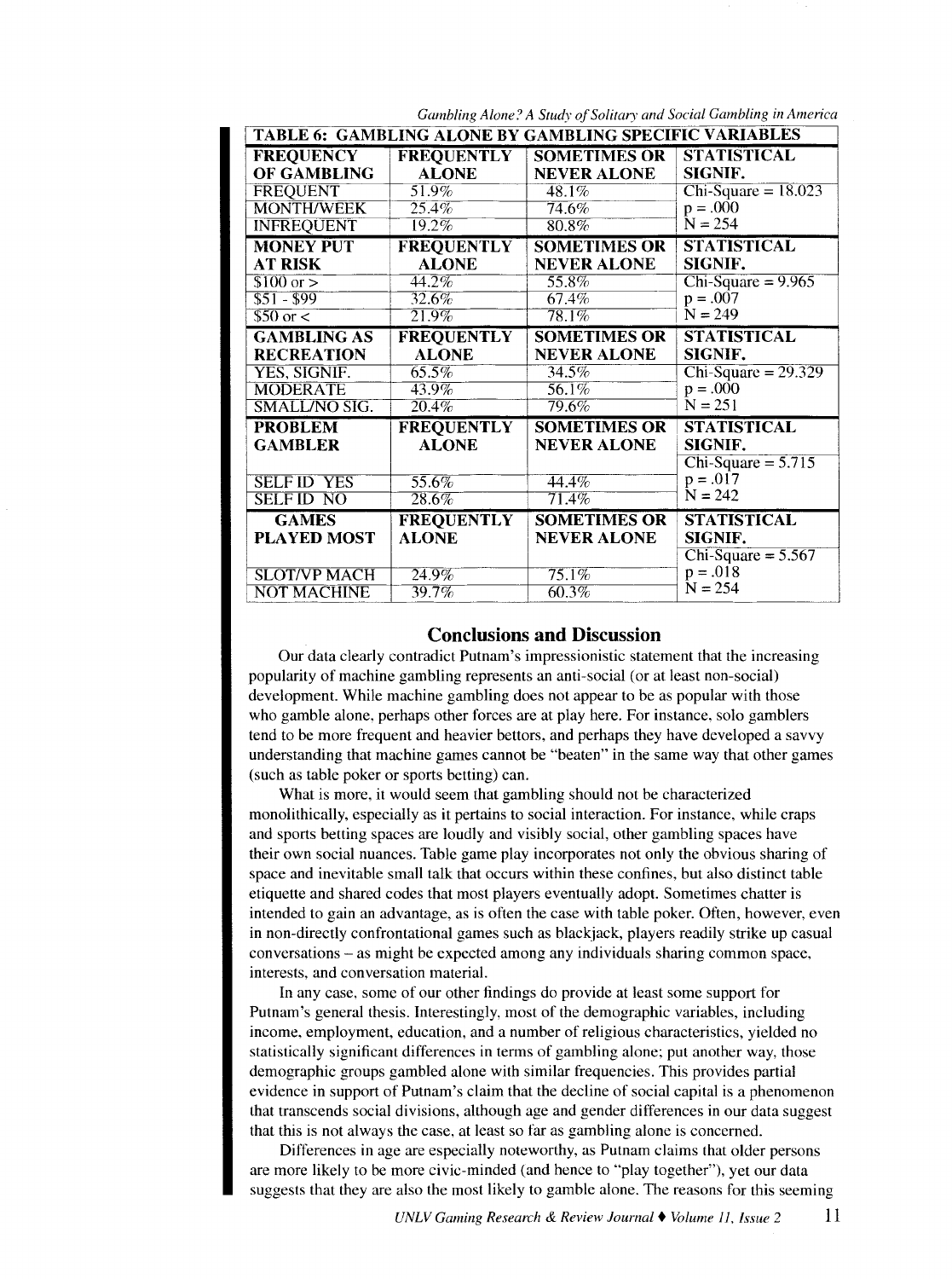**TABLE 6: GAMBLING ALONE BY GAMBLING SPECIFIC VARIABLES**

| FREQUENCY OF GAMBLING | FREQUENTLY ALONE | SOMETIMES OR NEVER ALONE | STATISTICAL SIGNIF. |
|---|---|---|---|
| FREQUENT | 51.9% | 48.1% | Chi-Square = 18.023 |
| MONTH/WEEK | 25.4% | 74.6% | p = .000 |
| INFREQUENT | 19.2% | 80.8% | N = 254 |
| **MONEY PUT AT RISK** | **FREQUENTLY ALONE** | **SOMETIMES OR NEVER ALONE** | **STATISTICAL SIGNIF.** |
| $100 or > | 44.2% | 55.8% | Chi-Square = 9.965 |
| $51 - $99 | 32.6% | 67.4% | p = .007 |
| $50 or < | 21.9% | 78.1% | N = 249 |
| **GAMBLING AS RECREATION** | **FREQUENTLY ALONE** | **SOMETIMES OR NEVER ALONE** | **STATISTICAL SIGNIF.** |
| YES, SIGNIF. | 65.5% | 34.5% | Chi-Square = 29.329 |
| MODERATE | 43.9% | 56.1% | p = .000 |
| SMALL/NO SIG. | 20.4% | 79.6% | N = 251 |
| **PROBLEM GAMBLER** | **FREQUENTLY ALONE** | **SOMETIMES OR NEVER ALONE** | **STATISTICAL SIGNIF.** |
| | | | Chi-Square = 5.715 |
| SELF ID YES | 55.6% | 44.4% | p = .017 |
| SELF ID NO | 28.6% | 71.4% | N = 242 |
| **GAMES PLAYED MOST** | **FREQUENTLY ALONE** | **SOMETIMES OR NEVER ALONE** | **STATISTICAL SIGNIF.** |
| | | | Chi-Square = 5.567 |
| SLOT/VP MACH | 24.9% | 75.1% | p = .018 |
| NOT MACHINE | 39.7% | 60.3% | N = 254 |

## Conclusions and Discussion

Our data clearly contradict Putnam's impressionistic statement that the increasing popularity of machine gambling represents an anti-social (or at least non-social) development. While machine gambling does not appear to be as popular with those who gamble alone, perhaps other forces are at play here. For instance, solo gamblers tend to be more frequent and heavier bettors, and perhaps they have developed a savvy understanding that machine games cannot be "beaten" in the same way that other games (such as table poker or sports betting) can.

What is more, it would seem that gambling should not be characterized monolithically, especially as it pertains to social interaction. For instance, while craps and sports betting spaces are loudly and visibly social, other gambling spaces have their own social nuances. Table game play incorporates not only the obvious sharing of space and inevitable small talk that occurs within these confines, but also distinct table etiquette and shared codes that most players eventually adopt. Sometimes chatter is intended to gain an advantage, as is often the case with table poker. Often, however, even in non-directly confrontational games such as blackjack, players readily strike up casual conversations – as might be expected among any individuals sharing common space, interests, and conversation material.

In any case, some of our other findings do provide at least some support for Putnam's general thesis. Interestingly, most of the demographic variables, including income, employment, education, and a number of religious characteristics, yielded no statistically significant differences in terms of gambling alone; put another way, those demographic groups gambled alone with similar frequencies. This provides partial evidence in support of Putnam's claim that the decline of social capital is a phenomenon that transcends social divisions, although age and gender differences in our data suggest that this is not always the case, at least so far as gambling alone is concerned.

Differences in age are especially noteworthy, as Putnam claims that older persons are more likely to be more civic-minded (and hence to "play together"), yet our data suggests that they are also the most likely to gamble alone. The reasons for this seeming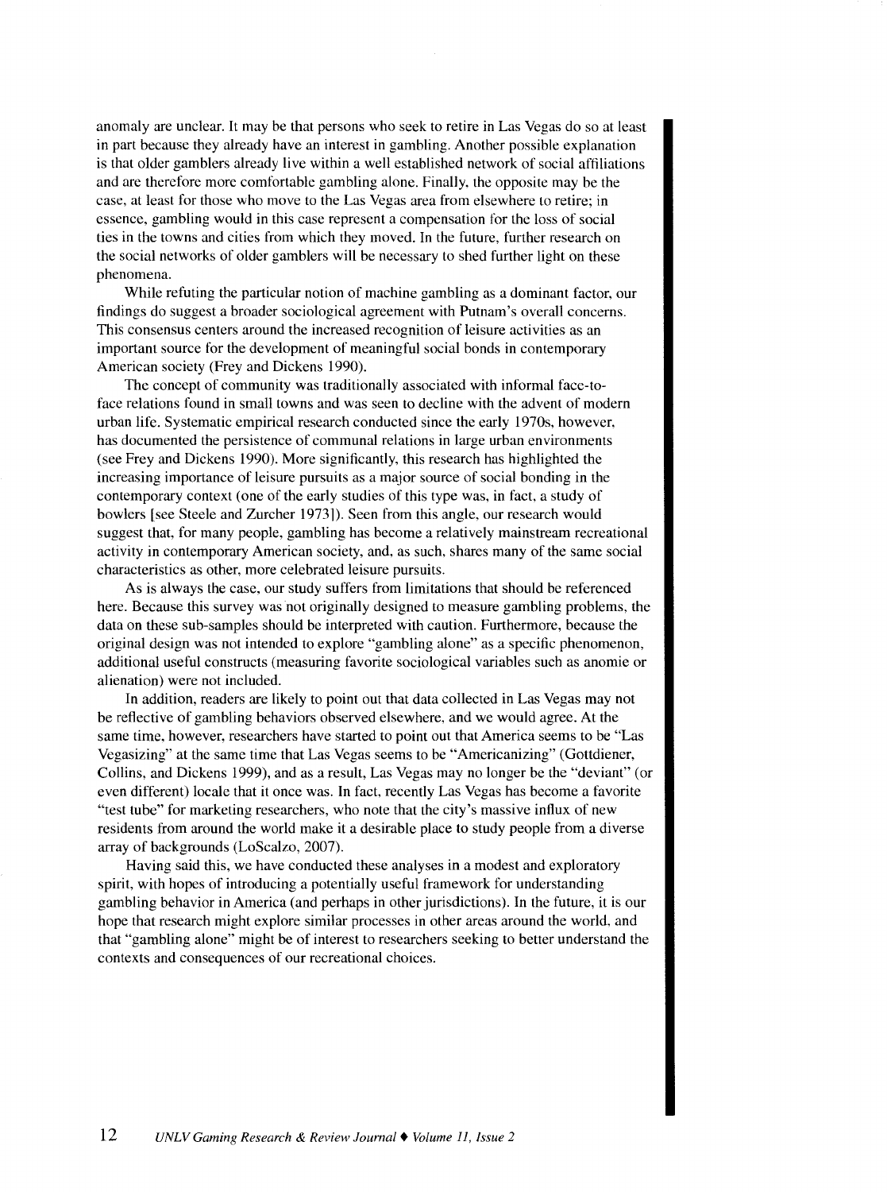anomaly are unclear. It may be that persons who seek to retire in Las Vegas do so at least in part because they already have an interest in gambling. Another possible explanation is that older gamblers already live within a well established network of social affiliations and are therefore more comfortable gambling alone. Finally, the opposite may be the case, at least for those who move to the Las Vegas area from elsewhere to retire; in essence, gambling would in this case represent a compensation for the loss of social ties in the towns and cities from which they moved. In the future, further research on the social networks of older gamblers will be necessary to shed further light on these phenomena.

While refuting the particular notion of machine gambling as a dominant factor, our findings do suggest a broader sociological agreement with Putnam's overall concerns. This consensus centers around the increased recognition of leisure activities as an important source for the development of meaningful social bonds in contemporary American society (Frey and Dickens 1990).

The concept of community was traditionally associated with informal face-to-face relations found in small towns and was seen to decline with the advent of modern urban life. Systematic empirical research conducted since the early 1970s, however, has documented the persistence of communal relations in large urban environments (see Frey and Dickens 1990). More significantly, this research has highlighted the increasing importance of leisure pursuits as a major source of social bonding in the contemporary context (one of the early studies of this type was, in fact, a study of bowlers [see Steele and Zurcher 1973]). Seen from this angle, our research would suggest that, for many people, gambling has become a relatively mainstream recreational activity in contemporary American society, and, as such, shares many of the same social characteristics as other, more celebrated leisure pursuits.

As is always the case, our study suffers from limitations that should be referenced here. Because this survey was not originally designed to measure gambling problems, the data on these sub-samples should be interpreted with caution. Furthermore, because the original design was not intended to explore "gambling alone" as a specific phenomenon, additional useful constructs (measuring favorite sociological variables such as anomie or alienation) were not included.

In addition, readers are likely to point out that data collected in Las Vegas may not be reflective of gambling behaviors observed elsewhere, and we would agree. At the same time, however, researchers have started to point out that America seems to be "Las Vegasizing" at the same time that Las Vegas seems to be "Americanizing" (Gottdiener, Collins, and Dickens 1999), and as a result, Las Vegas may no longer be the "deviant" (or even different) locale that it once was. In fact, recently Las Vegas has become a favorite "test tube" for marketing researchers, who note that the city's massive influx of new residents from around the world make it a desirable place to study people from a diverse array of backgrounds (LoScalzo, 2007).

Having said this, we have conducted these analyses in a modest and exploratory spirit, with hopes of introducing a potentially useful framework for understanding gambling behavior in America (and perhaps in other jurisdictions). In the future, it is our hope that research might explore similar processes in other areas around the world, and that "gambling alone" might be of interest to researchers seeking to better understand the contexts and consequences of our recreational choices.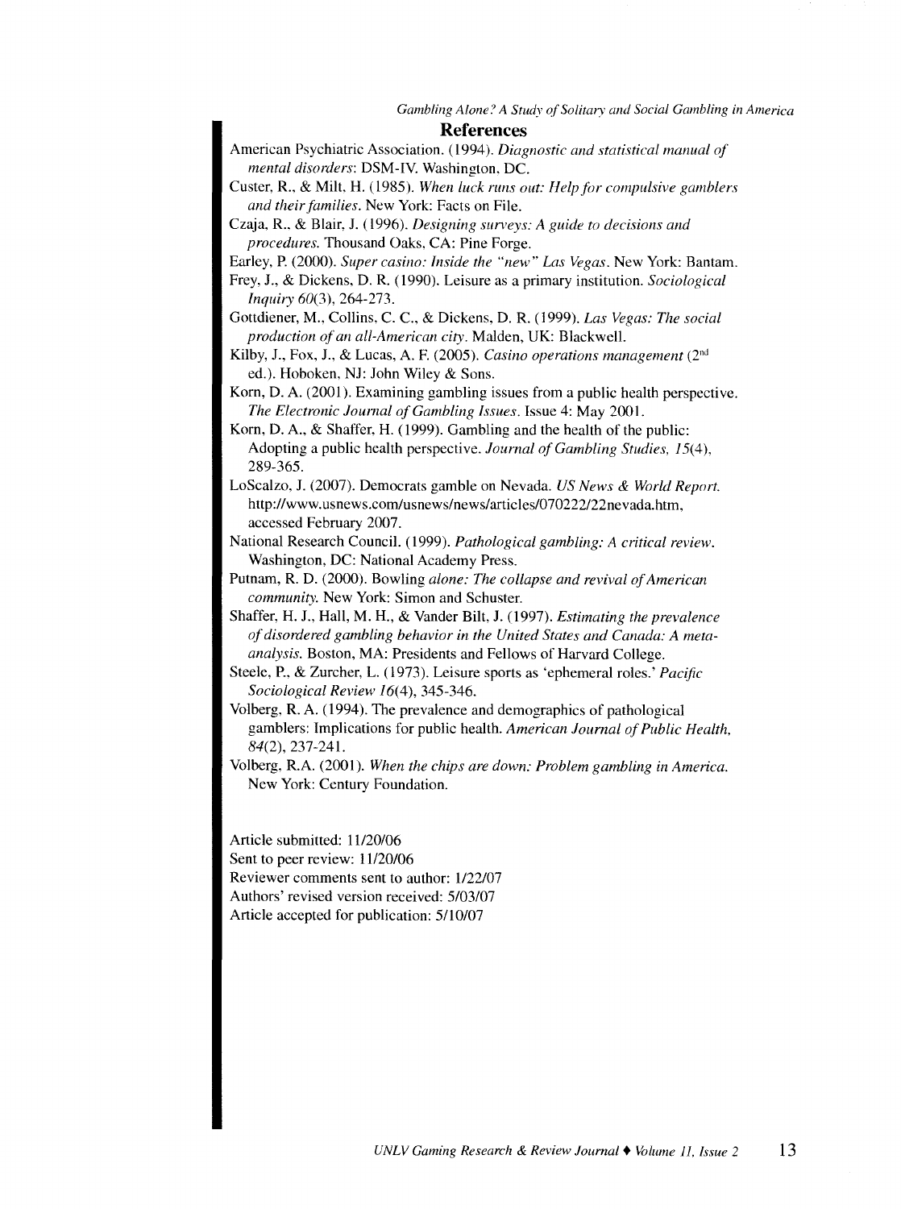## References

American Psychiatric Association. (1994). *Diagnostic and statistical manual of mental disorders*: DSM-IV. Washington, DC.

Custer, R., & Milt, H. (1985). *When luck runs out: Help for compulsive gamblers and their families*. New York: Facts on File.

Czaja, R., & Blair, J. (1996). *Designing surveys: A guide to decisions and procedures*. Thousand Oaks, CA: Pine Forge.

Earley, P. (2000). *Super casino: Inside the "new" Las Vegas*. New York: Bantam.

Frey, J., & Dickens, D. R. (1990). Leisure as a primary institution. *Sociological Inquiry 60*(3), 264-273.

Gottdiener, M., Collins, C. C., & Dickens, D. R. (1999). *Las Vegas: The social production of an all-American city*. Malden, UK: Blackwell.

Kilby, J., Fox, J., & Lucas, A. F. (2005). *Casino operations management* (2nd ed.). Hoboken, NJ: John Wiley & Sons.

Korn, D. A. (2001). Examining gambling issues from a public health perspective. *The Electronic Journal of Gambling Issues*. Issue 4: May 2001.

Korn, D. A., & Shaffer, H. (1999). Gambling and the health of the public: Adopting a public health perspective. *Journal of Gambling Studies, 15*(4), 289-365.

LoScalzo, J. (2007). Democrats gamble on Nevada. *US News & World Report*. http://www.usnews.com/usnews/news/articles/070222/22nevada.htm, accessed February 2007.

National Research Council. (1999). *Pathological gambling: A critical review*. Washington, DC: National Academy Press.

Putnam, R. D. (2000). Bowling *alone: The collapse and revival of American community*. New York: Simon and Schuster.

Shaffer, H. J., Hall, M. H., & Vander Bilt, J. (1997). *Estimating the prevalence of disordered gambling behavior in the United States and Canada: A meta-analysis*. Boston, MA: Presidents and Fellows of Harvard College.

Steele, P., & Zurcher, L. (1973). Leisure sports as 'ephemeral roles.' *Pacific Sociological Review 16*(4), 345-346.

Volberg, R. A. (1994). The prevalence and demographics of pathological gamblers: Implications for public health. *American Journal of Public Health, 84*(2), 237-241.

Volberg, R.A. (2001). *When the chips are down: Problem gambling in America*. New York: Century Foundation.

Article submitted: 11/20/06  
Sent to peer review: 11/20/06  
Reviewer comments sent to author: 1/22/07  
Authors' revised version received: 5/03/07  
Article accepted for publication: 5/10/07